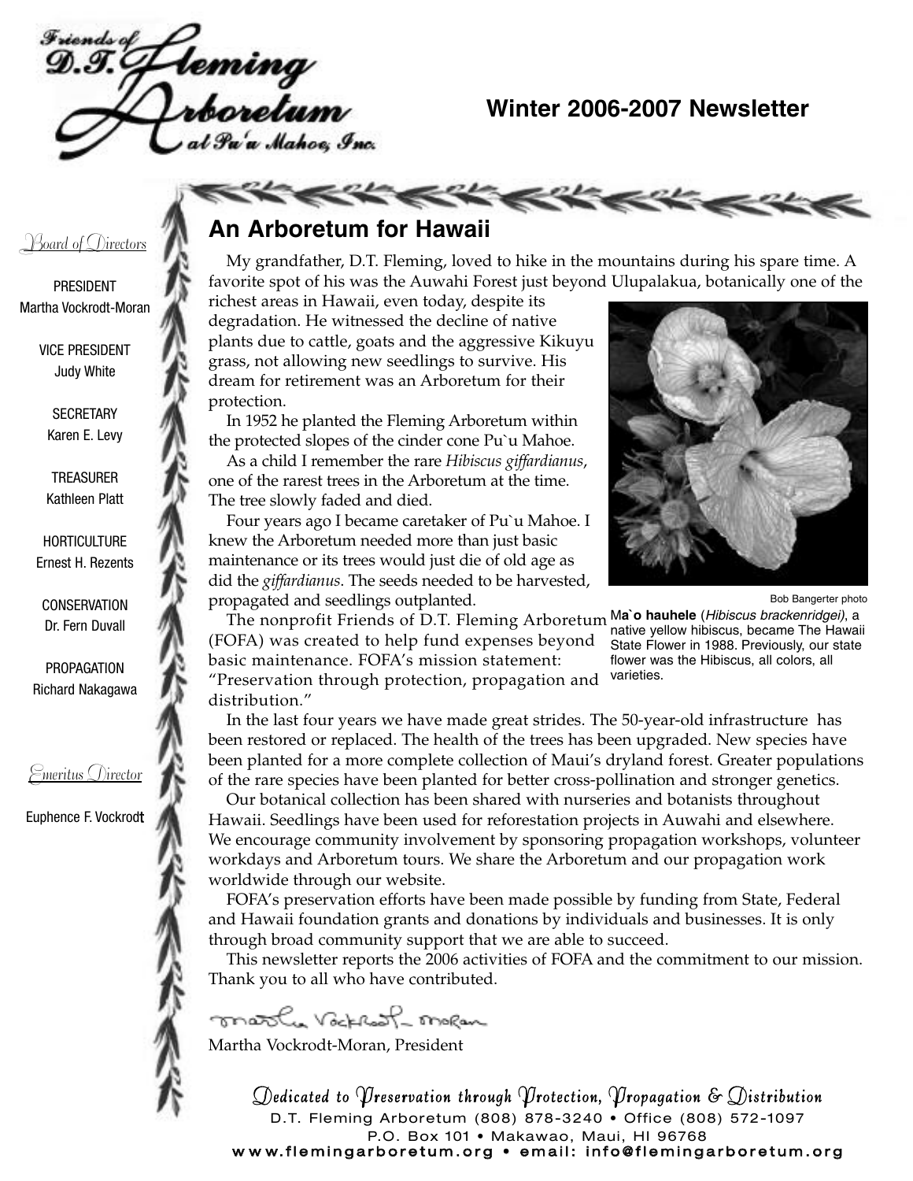Friends of D.T. Fleming Arboretum at Pu'u Mahoe, Inc.

**Winter 2006-2007 Newsletter**

*Board of Directors*

PRESIDENT
Martha Vockrodt-Moran

VICE PRESIDENT
Judy White

SECRETARY
Karen E. Levy

TREASURER
Kathleen Platt

HORTICULTURE
Ernest H. Rezents

CONSERVATION
Dr. Fern Duvall

PROPAGATION
Richard Nakagawa

*Emeritus Director*

Euphence F. Vockrodt

## An Arboretum for Hawaii

My grandfather, D.T. Fleming, loved to hike in the mountains during his spare time. A favorite spot of his was the Auwahi Forest just beyond Ulupalakua, botanically one of the richest areas in Hawaii, even today, despite its degradation. He witnessed the decline of native plants due to cattle, goats and the aggressive Kikuyu grass, not allowing new seedlings to survive. His dream for retirement was an Arboretum for their protection.

In 1952 he planted the Fleming Arboretum within the protected slopes of the cinder cone Pu`u Mahoe.

As a child I remember the rare *Hibiscus giffardianus*, one of the rarest trees in the Arboretum at the time. The tree slowly faded and died.

Four years ago I became caretaker of Pu`u Mahoe. I knew the Arboretum needed more than just basic maintenance or its trees would just die of old age as did the *giffardianus*. The seeds needed to be harvested, propagated and seedlings outplanted.

Bob Bangerter photo

**Ma`o hauhele** (*Hibiscus brackenridgei*), a native yellow hibiscus, became The Hawaii State Flower in 1988. Previously, our state flower was the Hibiscus, all colors, all varieties.

The nonprofit Friends of D.T. Fleming Arboretum (FOFA) was created to help fund expenses beyond basic maintenance. FOFA's mission statement: "Preservation through protection, propagation and distribution."

In the last four years we have made great strides. The 50-year-old infrastructure has been restored or replaced. The health of the trees has been upgraded. New species have been planted for a more complete collection of Maui's dryland forest. Greater populations of the rare species have been planted for better cross-pollination and stronger genetics.

Our botanical collection has been shared with nurseries and botanists throughout Hawaii. Seedlings have been used for reforestation projects in Auwahi and elsewhere. We encourage community involvement by sponsoring propagation workshops, volunteer workdays and Arboretum tours. We share the Arboretum and our propagation work worldwide through our website.

FOFA's preservation efforts have been made possible by funding from State, Federal and Hawaii foundation grants and donations by individuals and businesses. It is only through broad community support that we are able to succeed.

This newsletter reports the 2006 activities of FOFA and the commitment to our mission. Thank you to all who have contributed.

*Martha Vockrodt-Moran*

Martha Vockrodt-Moran, President

*Dedicated to Preservation through Protection, Propagation & Distribution*

D.T. Fleming Arboretum (808) 878-3240 • Office (808) 572-1097
P.O. Box 101 • Makawao, Maui, HI 96768
www.flemingarboretum.org • email: info@flemingarboretum.org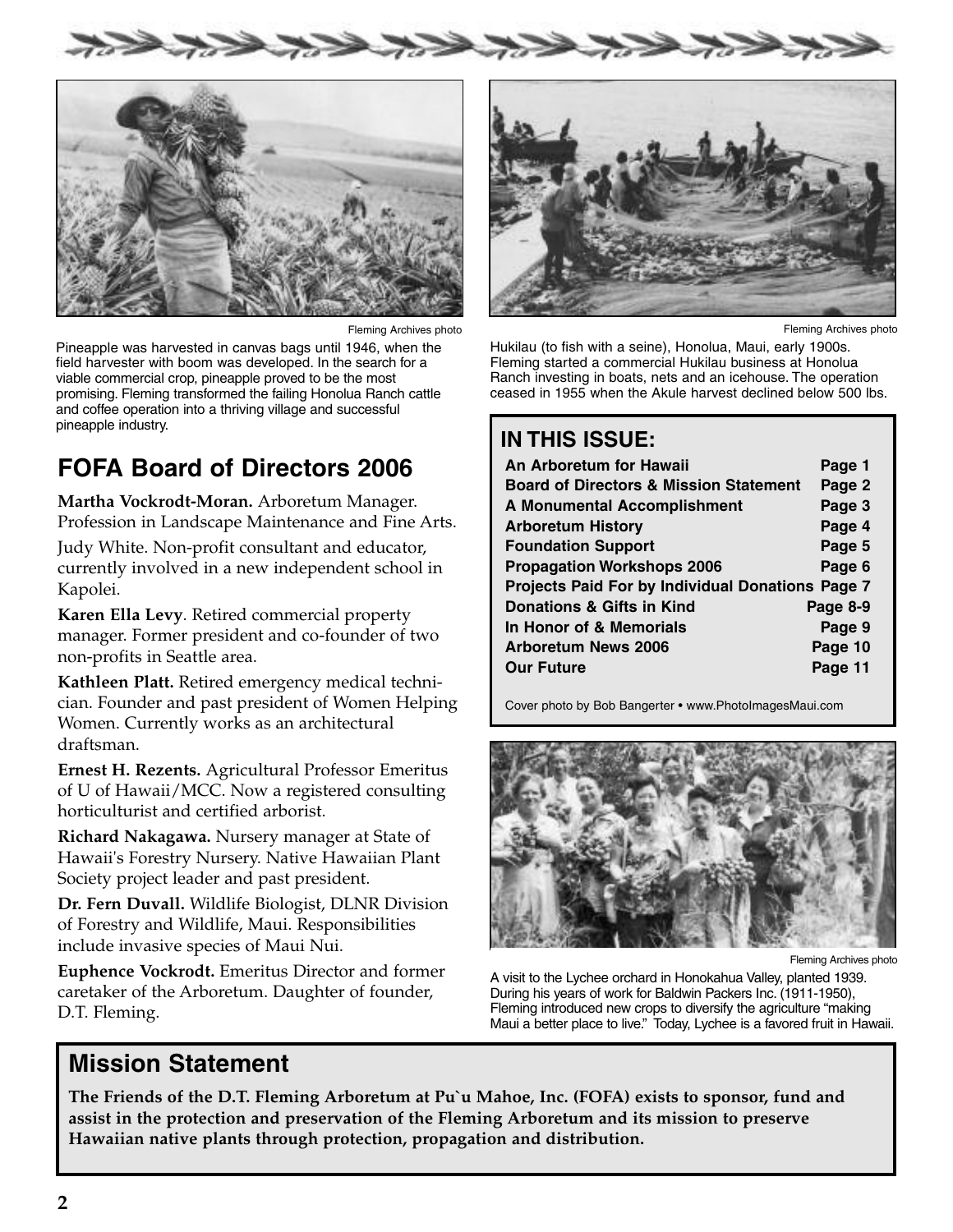Fleming Archives photo

Pineapple was harvested in canvas bags until 1946, when the field harvester with boom was developed. In the search for a viable commercial crop, pineapple proved to be the most promising. Fleming transformed the failing Honolua Ranch cattle and coffee operation into a thriving village and successful pineapple industry.

Fleming Archives photo

Hukilau (to fish with a seine), Honolua, Maui, early 1900s. Fleming started a commercial Hukilau business at Honolua Ranch investing in boats, nets and an icehouse. The operation ceased in 1955 when the Akule harvest declined below 500 lbs.

## FOFA Board of Directors 2006

**Martha Vockrodt-Moran.** Arboretum Manager. Profession in Landscape Maintenance and Fine Arts.

Judy White. Non-profit consultant and educator, currently involved in a new independent school in Kapolei.

**Karen Ella Levy**. Retired commercial property manager. Former president and co-founder of two non-profits in Seattle area.

**Kathleen Platt.** Retired emergency medical technician. Founder and past president of Women Helping Women. Currently works as an architectural draftsman.

**Ernest H. Rezents.** Agricultural Professor Emeritus of U of Hawaii/MCC. Now a registered consulting horticulturist and certified arborist.

**Richard Nakagawa.** Nursery manager at State of Hawaii's Forestry Nursery. Native Hawaiian Plant Society project leader and past president.

**Dr. Fern Duvall.** Wildlife Biologist, DLNR Division of Forestry and Wildlife, Maui. Responsibilities include invasive species of Maui Nui.

**Euphence Vockrodt.** Emeritus Director and former caretaker of the Arboretum. Daughter of founder, D.T. Fleming.

## IN THIS ISSUE:

| | |
|---|---|
| **An Arboretum for Hawaii** | **Page 1** |
| **Board of Directors & Mission Statement** | **Page 2** |
| **A Monumental Accomplishment** | **Page 3** |
| **Arboretum History** | **Page 4** |
| **Foundation Support** | **Page 5** |
| **Propagation Workshops 2006** | **Page 6** |
| **Projects Paid For by Individual Donations** | **Page 7** |
| **Donations & Gifts in Kind** | **Page 8-9** |
| **In Honor of & Memorials** | **Page 9** |
| **Arboretum News 2006** | **Page 10** |
| **Our Future** | **Page 11** |

Cover photo by Bob Bangerter • www.PhotoImagesMaui.com

Fleming Archives photo

A visit to the Lychee orchard in Honokahua Valley, planted 1939. During his years of work for Baldwin Packers Inc. (1911-1950), Fleming introduced new crops to diversify the agriculture "making Maui a better place to live." Today, Lychee is a favored fruit in Hawaii.

## Mission Statement

**The Friends of the D.T. Fleming Arboretum at Pu`u Mahoe, Inc. (FOFA) exists to sponsor, fund and assist in the protection and preservation of the Fleming Arboretum and its mission to preserve Hawaiian native plants through protection, propagation and distribution.**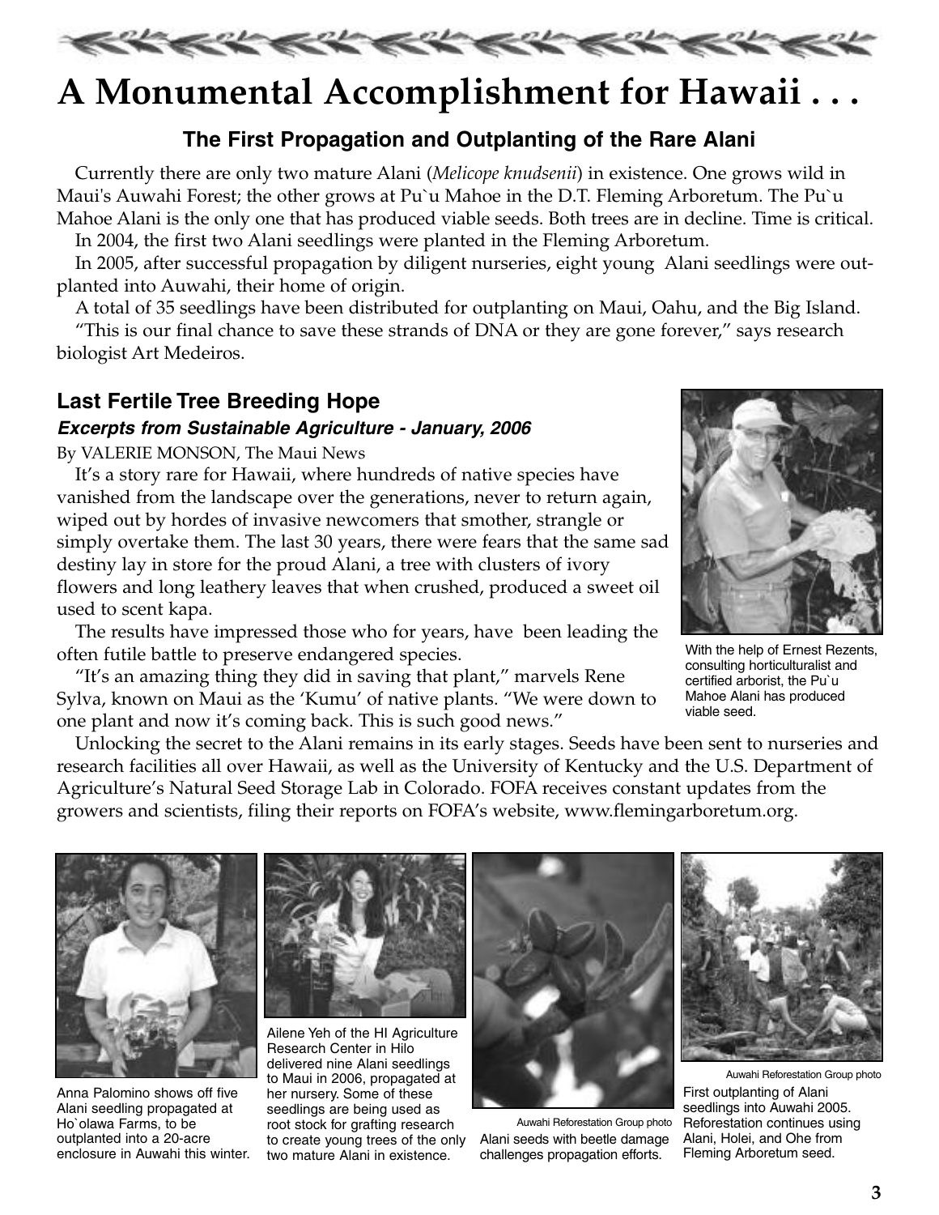# A Monumental Accomplishment for Hawaii . . .

### The First Propagation and Outplanting of the Rare Alani

Currently there are only two mature Alani (*Melicope knudsenii*) in existence. One grows wild in Maui's Auwahi Forest; the other grows at Pu`u Mahoe in the D.T. Fleming Arboretum. The Pu`u Mahoe Alani is the only one that has produced viable seeds. Both trees are in decline. Time is critical.

In 2004, the first two Alani seedlings were planted in the Fleming Arboretum.

In 2005, after successful propagation by diligent nurseries, eight young Alani seedlings were outplanted into Auwahi, their home of origin.

A total of 35 seedlings have been distributed for outplanting on Maui, Oahu, and the Big Island.

"This is our final chance to save these strands of DNA or they are gone forever," says research biologist Art Medeiros.

## Last Fertile Tree Breeding Hope

***Excerpts from Sustainable Agriculture - January, 2006***

By VALERIE MONSON, The Maui News

It's a story rare for Hawaii, where hundreds of native species have vanished from the landscape over the generations, never to return again, wiped out by hordes of invasive newcomers that smother, strangle or simply overtake them. The last 30 years, there were fears that the same sad destiny lay in store for the proud Alani, a tree with clusters of ivory flowers and long leathery leaves that when crushed, produced a sweet oil used to scent kapa.

The results have impressed those who for years, have been leading the often futile battle to preserve endangered species.

"It's an amazing thing they did in saving that plant," marvels Rene Sylva, known on Maui as the 'Kumu' of native plants. "We were down to one plant and now it's coming back. This is such good news."

Unlocking the secret to the Alani remains in its early stages. Seeds have been sent to nurseries and research facilities all over Hawaii, as well as the University of Kentucky and the U.S. Department of Agriculture's Natural Seed Storage Lab in Colorado. FOFA receives constant updates from the growers and scientists, filing their reports on FOFA's website, www.flemingarboretum.org.

With the help of Ernest Rezents, consulting horticulturalist and certified arborist, the Pu`u Mahoe Alani has produced viable seed.

Anna Palomino shows off five Alani seedling propagated at Ho`olawa Farms, to be outplanted into a 20-acre enclosure in Auwahi this winter.

Ailene Yeh of the HI Agriculture Research Center in Hilo delivered nine Alani seedlings to Maui in 2006, propagated at her nursery. Some of these seedlings are being used as root stock for grafting research to create young trees of the only two mature Alani in existence.

Auwahi Reforestation Group photo

Alani seeds with beetle damage challenges propagation efforts.

Auwahi Reforestation Group photo

First outplanting of Alani seedlings into Auwahi 2005. Reforestation continues using Alani, Holei, and Ohe from Fleming Arboretum seed.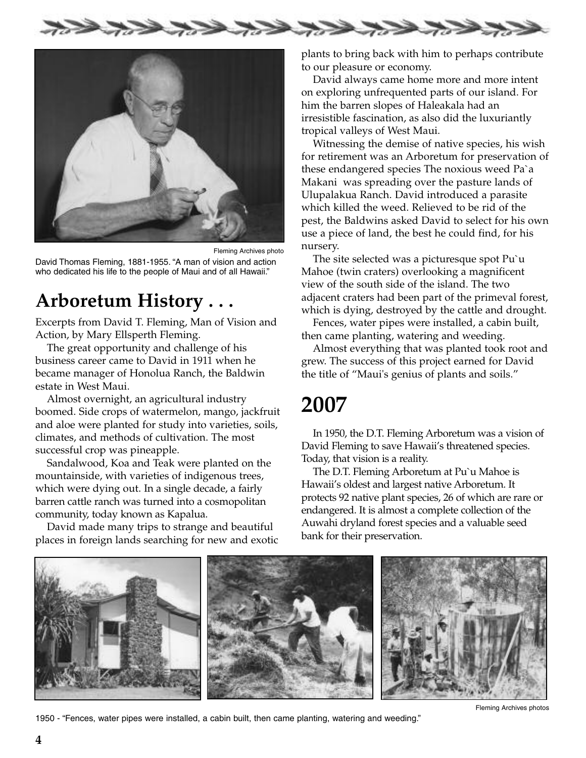Fleming Archives photo

David Thomas Fleming, 1881-1955. "A man of vision and action who dedicated his life to the people of Maui and of all Hawaii."

# Arboretum History . . .

Excerpts from David T. Fleming, Man of Vision and Action, by Mary Ellsperth Fleming.

The great opportunity and challenge of his business career came to David in 1911 when he became manager of Honolua Ranch, the Baldwin estate in West Maui.

Almost overnight, an agricultural industry boomed. Side crops of watermelon, mango, jackfruit and aloe were planted for study into varieties, soils, climates, and methods of cultivation. The most successful crop was pineapple.

Sandalwood, Koa and Teak were planted on the mountainside, with varieties of indigenous trees, which were dying out. In a single decade, a fairly barren cattle ranch was turned into a cosmopolitan community, today known as Kapalua.

David made many trips to strange and beautiful places in foreign lands searching for new and exotic plants to bring back with him to perhaps contribute to our pleasure or economy.

David always came home more and more intent on exploring unfrequented parts of our island. For him the barren slopes of Haleakala had an irresistible fascination, as also did the luxuriantly tropical valleys of West Maui.

Witnessing the demise of native species, his wish for retirement was an Arboretum for preservation of these endangered species The noxious weed Pa`a Makani was spreading over the pasture lands of Ulupalakua Ranch. David introduced a parasite which killed the weed. Relieved to be rid of the pest, the Baldwins asked David to select for his own use a piece of land, the best he could find, for his nursery.

The site selected was a picturesque spot Pu`u Mahoe (twin craters) overlooking a magnificent view of the south side of the island. The two adjacent craters had been part of the primeval forest, which is dying, destroyed by the cattle and drought.

Fences, water pipes were installed, a cabin built, then came planting, watering and weeding.

Almost everything that was planted took root and grew. The success of this project earned for David the title of "Maui's genius of plants and soils."

# 2007

In 1950, the D.T. Fleming Arboretum was a vision of David Fleming to save Hawaii's threatened species. Today, that vision is a reality.

The D.T. Fleming Arboretum at Pu`u Mahoe is Hawaii's oldest and largest native Arboretum. It protects 92 native plant species, 26 of which are rare or endangered. It is almost a complete collection of the Auwahi dryland forest species and a valuable seed bank for their preservation.

Fleming Archives photos

1950 - "Fences, water pipes were installed, a cabin built, then came planting, watering and weeding."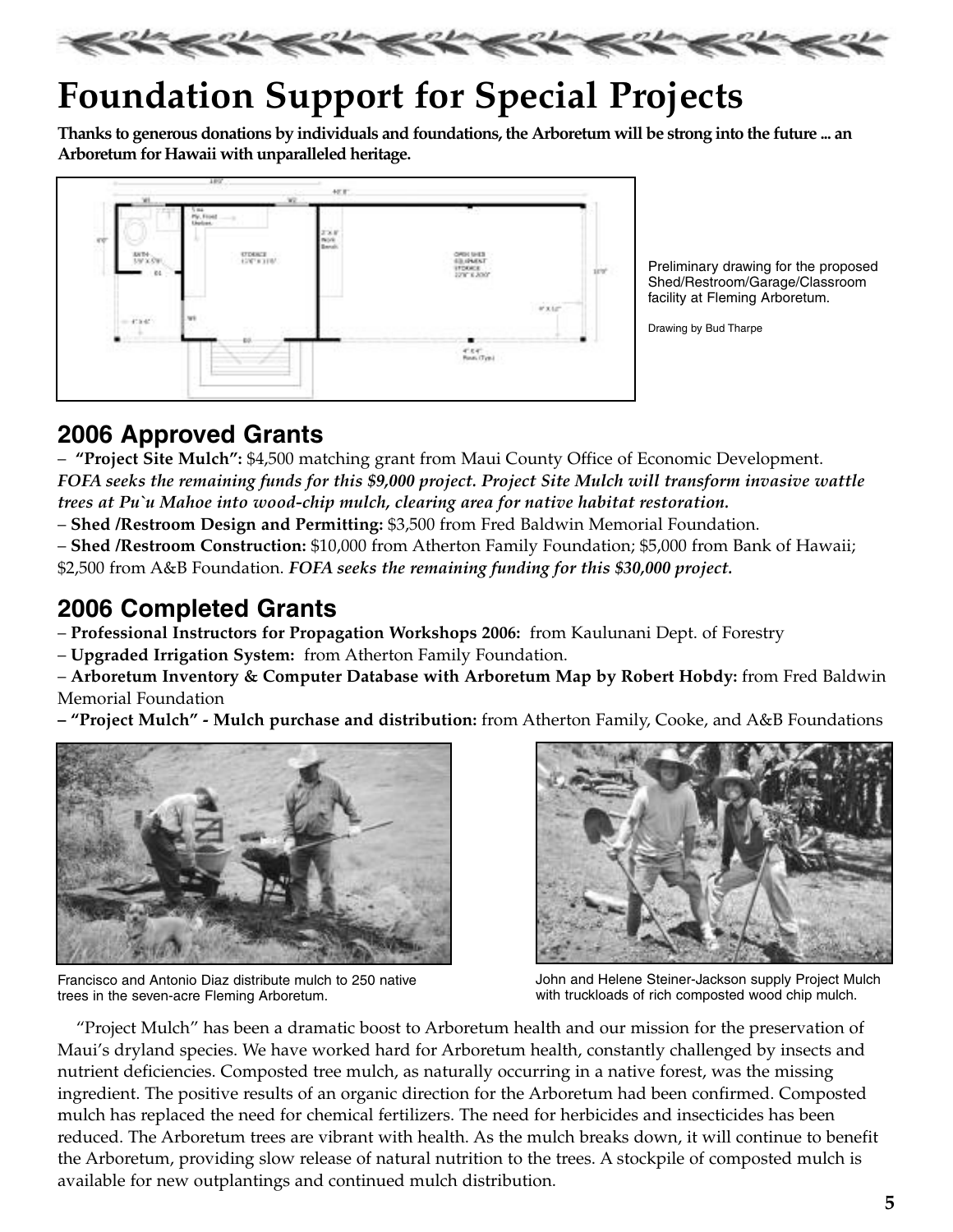# Foundation Support for Special Projects

**Thanks to generous donations by individuals and foundations, the Arboretum will be strong into the future ... an Arboretum for Hawaii with unparalleled heritage.**

Preliminary drawing for the proposed Shed/Restroom/Garage/Classroom facility at Fleming Arboretum.

Drawing by Bud Tharpe

## 2006 Approved Grants

– **"Project Site Mulch":** $4,500 matching grant from Maui County Office of Economic Development. ***FOFA seeks the remaining funds for this $9,000 project. Project Site Mulch will transform invasive wattle trees at Pu`u Mahoe into wood-chip mulch, clearing area for native habitat restoration.***

– **Shed /Restroom Design and Permitting:** $3,500 from Fred Baldwin Memorial Foundation.

– **Shed /Restroom Construction:** $10,000 from Atherton Family Foundation; $5,000 from Bank of Hawaii; $2,500 from A&B Foundation. ***FOFA seeks the remaining funding for this $30,000 project.***

## 2006 Completed Grants

– **Professional Instructors for Propagation Workshops 2006:** from Kaulunani Dept. of Forestry

– **Upgraded Irrigation System:** from Atherton Family Foundation.

– **Arboretum Inventory & Computer Database with Arboretum Map by Robert Hobdy:** from Fred Baldwin Memorial Foundation

**– "Project Mulch" - Mulch purchase and distribution:** from Atherton Family, Cooke, and A&B Foundations

Francisco and Antonio Diaz distribute mulch to 250 native trees in the seven-acre Fleming Arboretum.

John and Helene Steiner-Jackson supply Project Mulch with truckloads of rich composted wood chip mulch.

"Project Mulch" has been a dramatic boost to Arboretum health and our mission for the preservation of Maui's dryland species. We have worked hard for Arboretum health, constantly challenged by insects and nutrient deficiencies. Composted tree mulch, as naturally occurring in a native forest, was the missing ingredient. The positive results of an organic direction for the Arboretum had been confirmed. Composted mulch has replaced the need for chemical fertilizers. The need for herbicides and insecticides has been reduced. The Arboretum trees are vibrant with health. As the mulch breaks down, it will continue to benefit the Arboretum, providing slow release of natural nutrition to the trees. A stockpile of composted mulch is available for new outplantings and continued mulch distribution.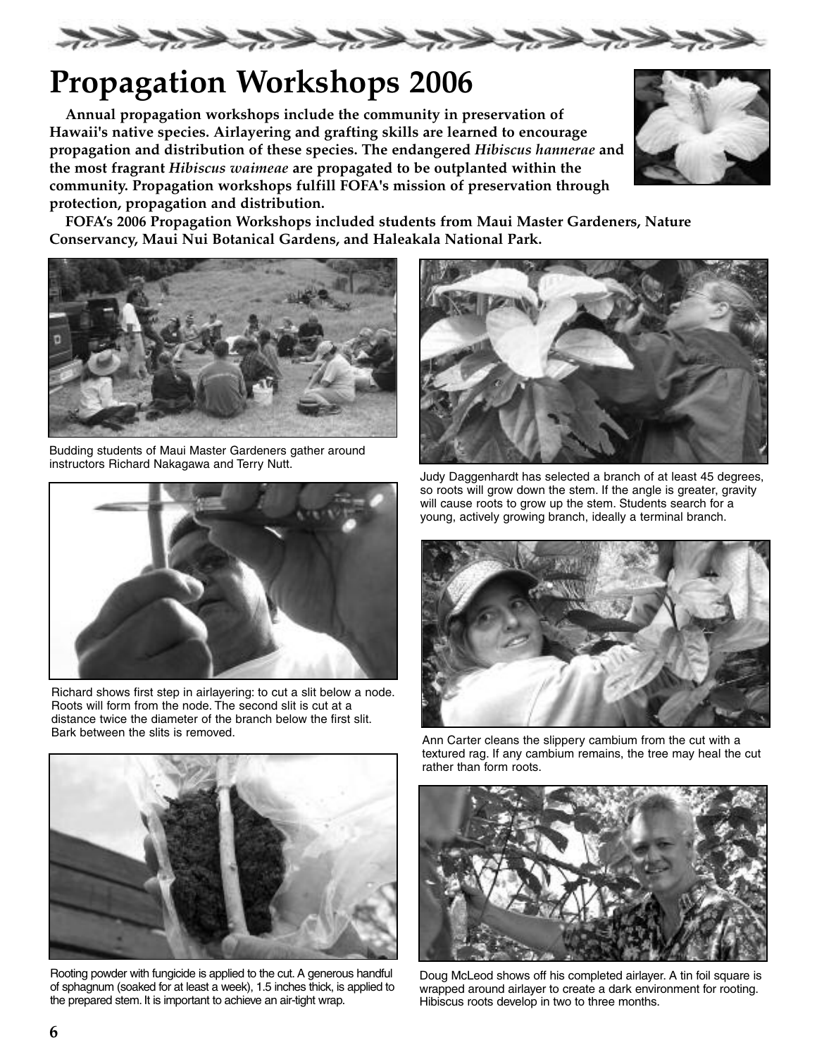# Propagation Workshops 2006

**Annual propagation workshops include the community in preservation of Hawaii's native species. Airlayering and grafting skills are learned to encourage propagation and distribution of these species. The endangered *Hibiscus hannerae* and the most fragrant *Hibiscus waimeae* are propagated to be outplanted within the community. Propagation workshops fulfill FOFA's mission of preservation through protection, propagation and distribution.**

**FOFA's 2006 Propagation Workshops included students from Maui Master Gardeners, Nature Conservancy, Maui Nui Botanical Gardens, and Haleakala National Park.**

Budding students of Maui Master Gardeners gather around instructors Richard Nakagawa and Terry Nutt.

Richard shows first step in airlayering: to cut a slit below a node. Roots will form from the node. The second slit is cut at a distance twice the diameter of the branch below the first slit. Bark between the slits is removed.

Rooting powder with fungicide is applied to the cut. A generous handful of sphagnum (soaked for at least a week), 1.5 inches thick, is applied to the prepared stem. It is important to achieve an air-tight wrap.

Judy Daggenhardt has selected a branch of at least 45 degrees, so roots will grow down the stem. If the angle is greater, gravity will cause roots to grow up the stem. Students search for a young, actively growing branch, ideally a terminal branch.

Ann Carter cleans the slippery cambium from the cut with a textured rag. If any cambium remains, the tree may heal the cut rather than form roots.

Doug McLeod shows off his completed airlayer. A tin foil square is wrapped around airlayer to create a dark environment for rooting. Hibiscus roots develop in two to three months.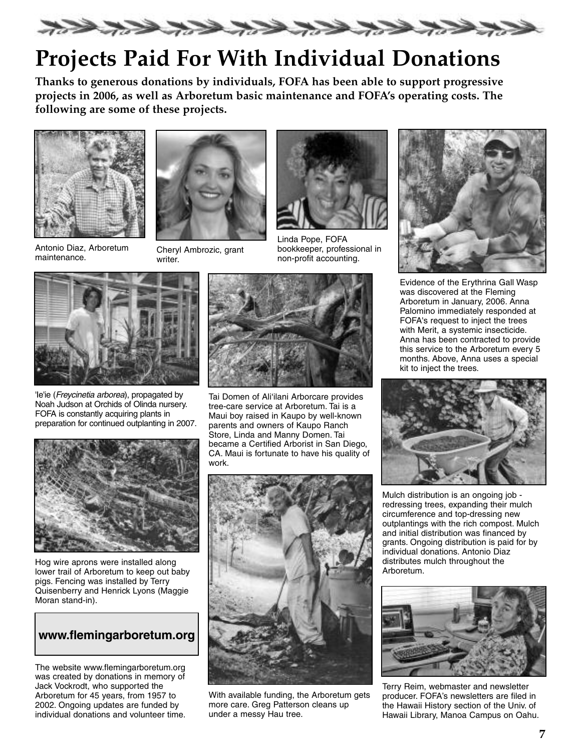# Projects Paid For With Individual Donations

**Thanks to generous donations by individuals, FOFA has been able to support progressive projects in 2006, as well as Arboretum basic maintenance and FOFA's operating costs. The following are some of these projects.**

Antonio Diaz, Arboretum maintenance.

Cheryl Ambrozic, grant writer.

Linda Pope, FOFA bookkeeper, professional in non-profit accounting.

Evidence of the Erythrina Gall Wasp was discovered at the Fleming Arboretum in January, 2006. Anna Palomino immediately responded at FOFA's request to inject the trees with Merit, a systemic insecticide. Anna has been contracted to provide this service to the Arboretum every 5 months. Above, Anna uses a special kit to inject the trees.

'Ie'ie (*Freycinetia arborea*), propagated by Noah Judson at Orchids of Olinda nursery. FOFA is constantly acquiring plants in preparation for continued outplanting in 2007.

Tai Domen of Ali'ilani Arborcare provides tree-care service at Arboretum. Tai is a Maui boy raised in Kaupo by well-known parents and owners of Kaupo Ranch Store, Linda and Manny Domen. Tai became a Certified Arborist in San Diego, CA. Maui is fortunate to have his quality of work.

Hog wire aprons were installed along lower trail of Arboretum to keep out baby pigs. Fencing was installed by Terry Quisenberry and Henrick Lyons (Maggie Moran stand-in).

Mulch distribution is an ongoing job - redressing trees, expanding their mulch circumference and top-dressing new outplantings with the rich compost. Mulch and initial distribution was financed by grants. Ongoing distribution is paid for by individual donations. Antonio Diaz distributes mulch throughout the Arboretum.

**www.flemingarboretum.org**

The website www.flemingarboretum.org was created by donations in memory of Jack Vockrodt, who supported the Arboretum for 45 years, from 1957 to 2002. Ongoing updates are funded by individual donations and volunteer time.

With available funding, the Arboretum gets more care. Greg Patterson cleans up under a messy Hau tree.

Terry Reim, webmaster and newsletter producer. FOFA's newsletters are filed in the Hawaii History section of the Univ. of Hawaii Library, Manoa Campus on Oahu.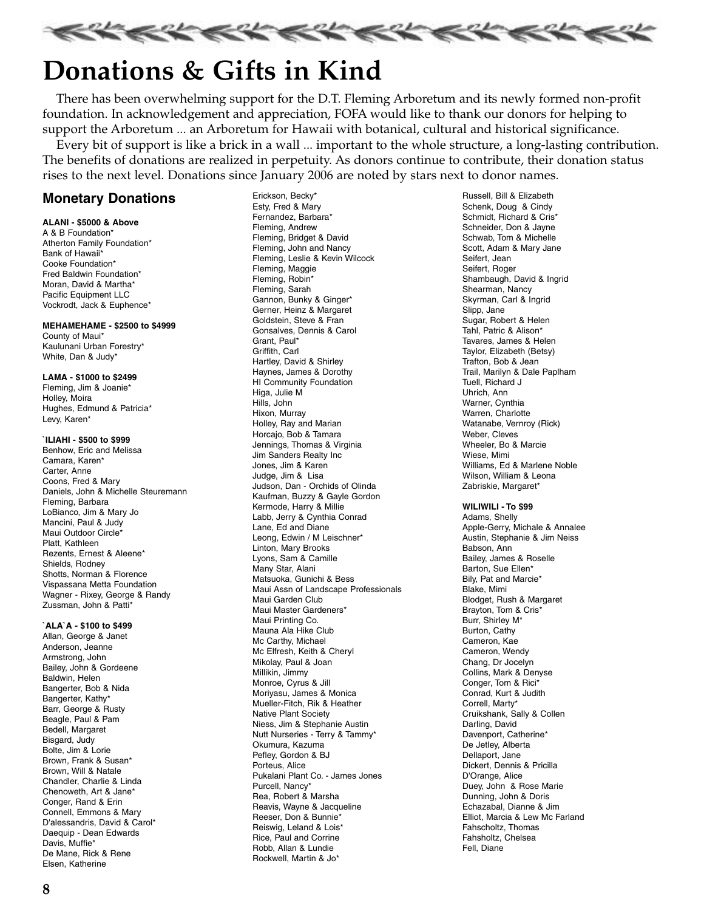# Donations & Gifts in Kind

There has been overwhelming support for the D.T. Fleming Arboretum and its newly formed non-profit foundation. In acknowledgement and appreciation, FOFA would like to thank our donors for helping to support the Arboretum ... an Arboretum for Hawaii with botanical, cultural and historical significance.

Every bit of support is like a brick in a wall ... important to the whole structure, a long-lasting contribution. The benefits of donations are realized in perpetuity. As donors continue to contribute, their donation status rises to the next level. Donations since January 2006 are noted by stars next to donor names.

## Monetary Donations

**ALANI - $5000 & Above**

A & B Foundation*
Atherton Family Foundation*
Bank of Hawaii*
Cooke Foundation*
Fred Baldwin Foundation*
Moran, David & Martha*
Pacific Equipment LLC
Vockrodt, Jack & Euphence*

**MEHAMEHAME - $2500 to $4999**

County of Maui*
Kaulunani Urban Forestry*
White, Dan & Judy*

**LAMA - $1000 to $2499**

Fleming, Jim & Joanie*
Holley, Moira
Hughes, Edmund & Patricia*
Levy, Karen*

**`ILIAHI - $500 to $999**

Benhow, Eric and Melissa
Camara, Karen*
Carter, Anne
Coons, Fred & Mary
Daniels, John & Michelle Steuremann
Fleming, Barbara
LoBianco, Jim & Mary Jo
Mancini, Paul & Judy
Maui Outdoor Circle*
Platt, Kathleen
Rezents, Ernest & Aleene*
Shields, Rodney
Shotts, Norman & Florence
Vispassana Metta Foundation
Wagner - Rixey, George & Randy
Zussman, John & Patti*

**`ALA`A - $100 to $499**

Allan, George & Janet
Anderson, Jeanne
Armstrong, John
Bailey, John & Gordeene
Baldwin, Helen
Bangerter, Bob & Nida
Bangerter, Kathy*
Barr, George & Rusty
Beagle, Paul & Pam
Bedell, Margaret
Bisgard, Judy
Bolte, Jim & Lorie
Brown, Frank & Susan*
Brown, Will & Natale
Chandler, Charlie & Linda
Chenoweth, Art & Jane*
Conger, Rand & Erin
Connell, Emmons & Mary
D'alessandris, David & Carol*
Daequip - Dean Edwards
Davis, Muffie*
De Mane, Rick & Rene
Elsen, Katherine
Erickson, Becky*
Esty, Fred & Mary
Fernandez, Barbara*
Fleming, Andrew
Fleming, Bridget & David
Fleming, John and Nancy
Fleming, Leslie & Kevin Wilcock
Fleming, Maggie
Fleming, Robin*
Fleming, Sarah
Gannon, Bunky & Ginger*
Gerner, Heinz & Margaret
Goldstein, Steve & Fran
Gonsalves, Dennis & Carol
Grant, Paul*
Griffith, Carl
Hartley, David & Shirley
Haynes, James & Dorothy
HI Community Foundation
Higa, Julie M
Hills, John
Hixon, Murray
Holley, Ray and Marian
Horcajo, Bob & Tamara
Jennings, Thomas & Virginia
Jim Sanders Realty Inc
Jones, Jim & Karen
Judge, Jim & Lisa
Judson, Dan - Orchids of Olinda
Kaufman, Buzzy & Gayle Gordon
Kermode, Harry & Millie
Labb, Jerry & Cynthia Conrad
Lane, Ed and Diane
Leong, Edwin / M Leischner*
Linton, Mary Brooks
Lyons, Sam & Camille
Many Star, Alani
Matsuoka, Gunichi & Bess
Maui Assn of Landscape Professionals
Maui Garden Club
Maui Master Gardeners*
Maui Printing Co.
Mauna Ala Hike Club
Mc Carthy, Michael
Mc Elfresh, Keith & Cheryl
Mikolay, Paul & Joan
Millikin, Jimmy
Monroe, Cyrus & Jill
Moriyasu, James & Monica
Mueller-Fitch, Rik & Heather
Native Plant Society
Niess, Jim & Stephanie Austin
Nutt Nurseries - Terry & Tammy*
Okumura, Kazuma
Pefley, Gordon & BJ
Porteus, Alice
Pukalani Plant Co. - James Jones
Purcell, Nancy*
Rea, Robert & Marsha
Reavis, Wayne & Jacqueline
Reeser, Don & Bunnie*
Reiswig, Leland & Lois*
Rice, Paul and Corrine
Robb, Allan & Lundie
Rockwell, Martin & Jo*
Russell, Bill & Elizabeth
Schenk, Doug & Cindy
Schmidt, Richard & Cris*
Schneider, Don & Jayne
Schwab, Tom & Michelle
Scott, Adam & Mary Jane
Seifert, Jean
Seifert, Roger
Shambaugh, David & Ingrid
Shearman, Nancy
Skyrman, Carl & Ingrid
Slipp, Jane
Sugar, Robert & Helen
Tahl, Patric & Alison*
Tavares, James & Helen
Taylor, Elizabeth (Betsy)
Trafton, Bob & Jean
Trail, Marilyn & Dale Paplham
Tuell, Richard J
Uhrich, Ann
Warner, Cynthia
Warren, Charlotte
Watanabe, Vernroy (Rick)
Weber, Cleves
Wheeler, Bo & Marcie
Wiese, Mimi
Williams, Ed & Marlene Noble
Wilson, William & Leona
Zabriskie, Margaret*

**WILIWILI - To $99**

Adams, Shelly
Apple-Gerry, Michale & Annalee
Austin, Stephanie & Jim Neiss
Babson, Ann
Bailey, James & Roselle
Barton, Sue Ellen*
Bily, Pat and Marcie*
Blake, Mimi
Blodget, Rush & Margaret
Brayton, Tom & Cris*
Burr, Shirley M*
Burton, Cathy
Cameron, Kae
Cameron, Wendy
Chang, Dr Jocelyn
Collins, Mark & Denyse
Conger, Tom & Rici*
Conrad, Kurt & Judith
Correll, Marty*
Cruikshank, Sally & Collen
Darling, David
Davenport, Catherine*
De Jetley, Alberta
Dellaport, Jane
Dickert, Dennis & Pricilla
D'Orange, Alice
Duey, John & Rose Marie
Dunning, John & Doris
Echazabal, Dianne & Jim
Elliot, Marcia & Lew Mc Farland
Fahscholtz, Thomas
Fahsholtz, Chelsea
Fell, Diane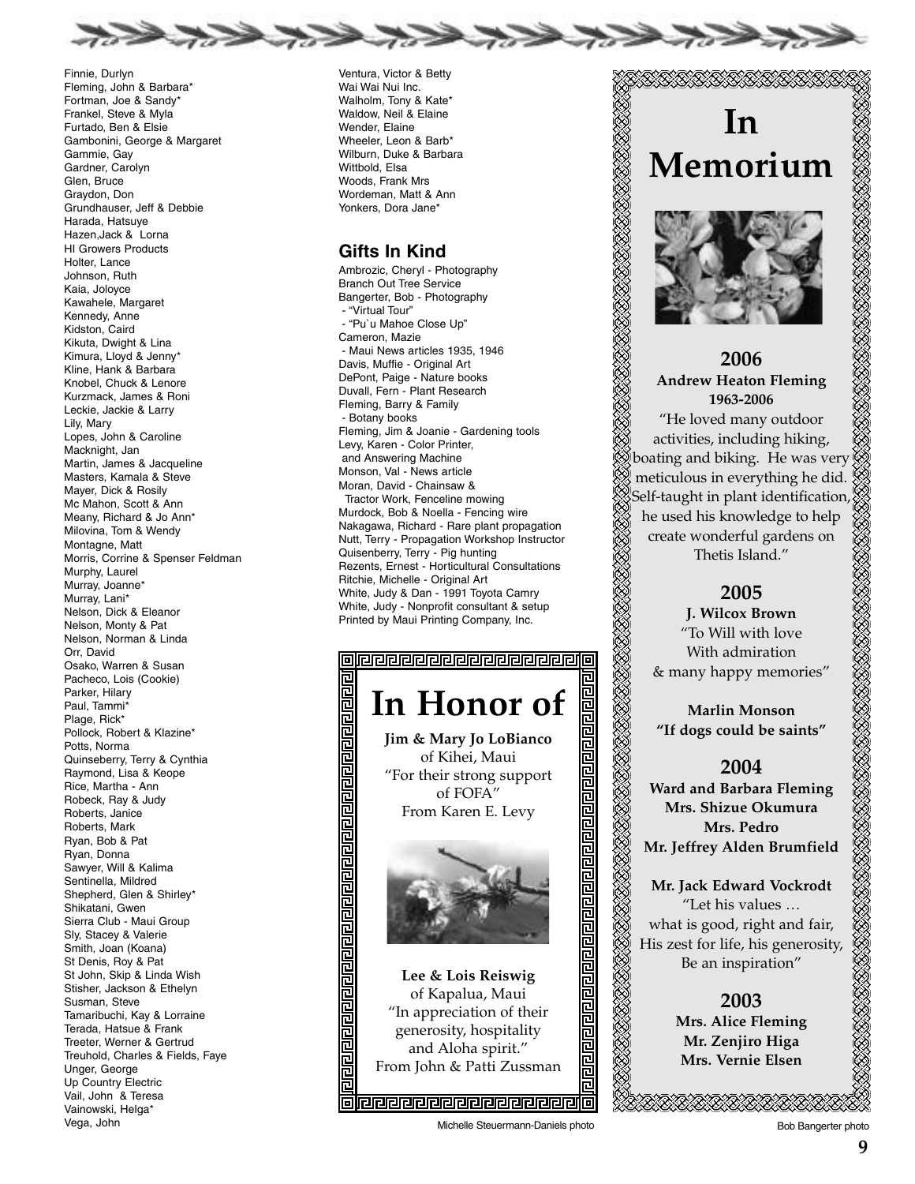Finnie, Durlyn
Fleming, John & Barbara*
Fortman, Joe & Sandy*
Frankel, Steve & Myla
Furtado, Ben & Elsie
Gambonini, George & Margaret
Gammie, Gay
Gardner, Carolyn
Glen, Bruce
Graydon, Don
Grundhauser, Jeff & Debbie
Harada, Hatsuye
Hazen,Jack & Lorna
HI Growers Products
Holter, Lance
Johnson, Ruth
Kaia, Joloyce
Kawahele, Margaret
Kennedy, Anne
Kidston, Caird
Kikuta, Dwight & Lina
Kimura, Lloyd & Jenny*
Kline, Hank & Barbara
Knobel, Chuck & Lenore
Kurzmack, James & Roni
Leckie, Jackie & Larry
Lily, Mary
Lopes, John & Caroline
Macknight, Jan
Martin, James & Jacqueline
Masters, Kamala & Steve
Mayer, Dick & Rosily
Mc Mahon, Scott & Ann
Meany, Richard & Jo Ann*
Milovina, Tom & Wendy
Montagne, Matt
Morris, Corrine & Spenser Feldman
Murphy, Laurel
Murray, Joanne*
Murray, Lani*
Nelson, Dick & Eleanor
Nelson, Monty & Pat
Nelson, Norman & Linda
Orr, David
Osako, Warren & Susan
Pacheco, Lois (Cookie)
Parker, Hilary
Paul, Tammi*
Plage, Rick*
Pollock, Robert & Klazine*
Potts, Norma
Quinseberry, Terry & Cynthia
Raymond, Lisa & Keope
Rice, Martha - Ann
Robeck, Ray & Judy
Roberts, Janice
Roberts, Mark
Ryan, Bob & Pat
Ryan, Donna
Sawyer, Will & Kalima
Sentinella, Mildred
Shepherd, Glen & Shirley*
Shikatani, Gwen
Sierra Club - Maui Group
Sly, Stacey & Valerie
Smith, Joan (Koana)
St Denis, Roy & Pat
St John, Skip & Linda Wish
Stisher, Jackson & Ethelyn
Susman, Steve
Tamaribuchi, Kay & Lorraine
Terada, Hatsue & Frank
Treeter, Werner & Gertrud
Treuhold, Charles & Fields, Faye
Unger, George
Up Country Electric
Vail, John & Teresa
Vainowski, Helga*
Vega, John
Ventura, Victor & Betty
Wai Wai Nui Inc.
Walholm, Tony & Kate*
Waldow, Neil & Elaine
Wender, Elaine
Wheeler, Leon & Barb*
Wilburn, Duke & Barbara
Wittbold, Elsa
Woods, Frank Mrs
Wordeman, Matt & Ann
Yonkers, Dora Jane*

## Gifts In Kind

Ambrozic, Cheryl - Photography
Branch Out Tree Service
Bangerter, Bob - Photography
- "Virtual Tour"
- "Pu`u Mahoe Close Up"

Cameron, Mazie
- Maui News articles 1935, 1946

Davis, Muffie - Original Art
DePont, Paige - Nature books
Duvall, Fern - Plant Research
Fleming, Barry & Family
- Botany books

Fleming, Jim & Joanie - Gardening tools
Levy, Karen - Color Printer, and Answering Machine
Monson, Val - News article
Moran, David - Chainsaw & Tractor Work, Fenceline mowing
Murdock, Bob & Noella - Fencing wire
Nakagawa, Richard - Rare plant propagation
Nutt, Terry - Propagation Workshop Instructor
Quisenberry, Terry - Pig hunting
Rezents, Ernest - Horticultural Consultations
Ritchie, Michelle - Original Art
White, Judy & Dan - 1991 Toyota Camry
White, Judy - Nonprofit consultant & setup
Printed by Maui Printing Company, Inc.

# In Honor of

**Jim & Mary Jo LoBianco**
of Kihei, Maui
"For their strong support of FOFA"
From Karen E. Levy

**Lee & Lois Reiswig**
of Kapalua, Maui
"In appreciation of their generosity, hospitality and Aloha spirit."
From John & Patti Zussman

Michelle Steuermann-Daniels photo

# In Memorium

## 2006

**Andrew Heaton Fleming**
**1963-2006**
"He loved many outdoor activities, including hiking, boating and biking. He was very meticulous in everything he did. Self-taught in plant identification, he used his knowledge to help create wonderful gardens on Thetis Island."

## 2005

**J. Wilcox Brown**
"To Will with love
With admiration
& many happy memories"

**Marlin Monson**
**"If dogs could be saints"**

## 2004

**Ward and Barbara Fleming**
**Mrs. Shizue Okumura**
**Mrs. Pedro**
**Mr. Jeffrey Alden Brumfield**

**Mr. Jack Edward Vockrodt**
"Let his values …
what is good, right and fair,
His zest for life, his generosity,
Be an inspiration"

## 2003

**Mrs. Alice Fleming**
**Mr. Zenjiro Higa**
**Mrs. Vernie Elsen**

Bob Bangerter photo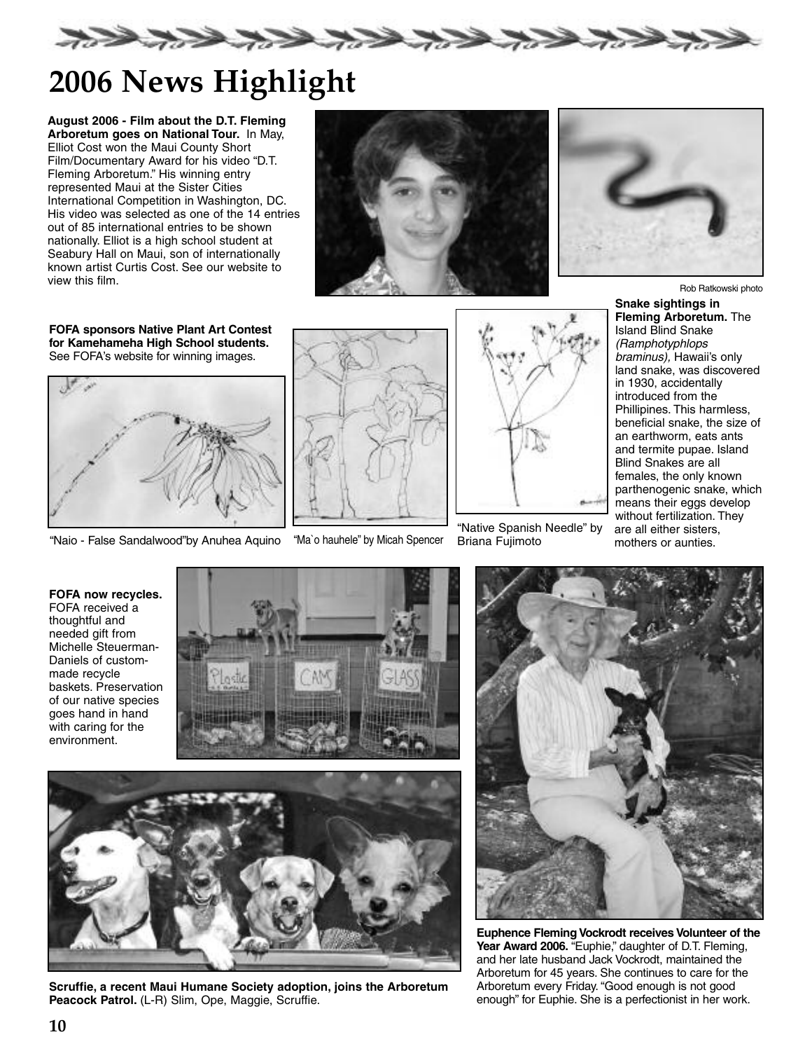# 2006 News Highlight

**August 2006 - Film about the D.T. Fleming Arboretum goes on National Tour.** In May, Elliot Cost won the Maui County Short Film/Documentary Award for his video "D.T. Fleming Arboretum." His winning entry represented Maui at the Sister Cities International Competition in Washington, DC. His video was selected as one of the 14 entries out of 85 international entries to be shown nationally. Elliot is a high school student at Seabury Hall on Maui, son of internationally known artist Curtis Cost. See our website to view this film.

Rob Ratkowski photo

**Snake sightings in Fleming Arboretum.** The Island Blind Snake *(Ramphotyphlops braminus),* Hawaii's only land snake, was discovered in 1930, accidentally introduced from the Phillipines. This harmless, beneficial snake, the size of an earthworm, eats ants and termite pupae. Island Blind Snakes are all females, the only known parthenogenic snake, which means their eggs develop without fertilization. They are all either sisters, mothers or aunties.

**FOFA sponsors Native Plant Art Contest for Kamehameha High School students.** See FOFA's website for winning images.

"Naio - False Sandalwood"by Anuhea Aquino

"Ma`o hauhele" by Micah Spencer

"Native Spanish Needle" by Briana Fujimoto

**FOFA now recycles.** FOFA received a thoughtful and needed gift from Michelle Steuerman-Daniels of custom-made recycle baskets. Preservation of our native species goes hand in hand with caring for the environment.

**Scruffie, a recent Maui Humane Society adoption, joins the Arboretum Peacock Patrol.** (L-R) Slim, Ope, Maggie, Scruffie.

**Euphence Fleming Vockrodt receives Volunteer of the Year Award 2006.** "Euphie," daughter of D.T. Fleming, and her late husband Jack Vockrodt, maintained the Arboretum for 45 years. She continues to care for the Arboretum every Friday. "Good enough is not good enough" for Euphie. She is a perfectionist in her work.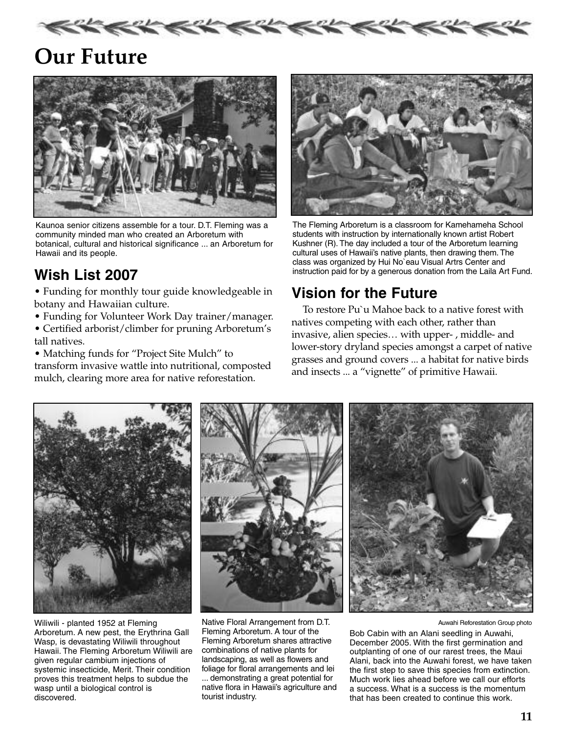# Our Future

Kaunoa senior citizens assemble for a tour. D.T. Fleming was a community minded man who created an Arboretum with botanical, cultural and historical significance ... an Arboretum for Hawaii and its people.

The Fleming Arboretum is a classroom for Kamehameha School students with instruction by internationally known artist Robert Kushner (R). The day included a tour of the Arboretum learning cultural uses of Hawaii's native plants, then drawing them. The class was organized by Hui No`eau Visual Artrs Center and instruction paid for by a generous donation from the Laila Art Fund.

## Wish List 2007

- Funding for monthly tour guide knowledgeable in botany and Hawaiian culture.
- Funding for Volunteer Work Day trainer/manager.
- Certified arborist/climber for pruning Arboretum's tall natives.
- Matching funds for "Project Site Mulch" to transform invasive wattle into nutritional, composted mulch, clearing more area for native reforestation.

## Vision for the Future

To restore Pu`u Mahoe back to a native forest with natives competing with each other, rather than invasive, alien species… with upper- , middle- and lower-story dryland species amongst a carpet of native grasses and ground covers ... a habitat for native birds and insects ... a "vignette" of primitive Hawaii.

Wiliwili - planted 1952 at Fleming Arboretum. A new pest, the Erythrina Gall Wasp, is devastating Wiliwili throughout Hawaii. The Fleming Arboretum Wiliwili are given regular cambium injections of systemic insecticide, Merit. Their condition proves this treatment helps to subdue the wasp until a biological control is discovered.

Native Floral Arrangement from D.T. Fleming Arboretum. A tour of the Fleming Arboretum shares attractive combinations of native plants for landscaping, as well as flowers and foliage for floral arrangements and lei ... demonstrating a great potential for native flora in Hawaii's agriculture and tourist industry.

Auwahi Reforestation Group photo

Bob Cabin with an Alani seedling in Auwahi, December 2005. With the first germination and outplanting of one of our rarest trees, the Maui Alani, back into the Auwahi forest, we have taken the first step to save this species from extinction. Much work lies ahead before we call our efforts a success. What is a success is the momentum that has been created to continue this work.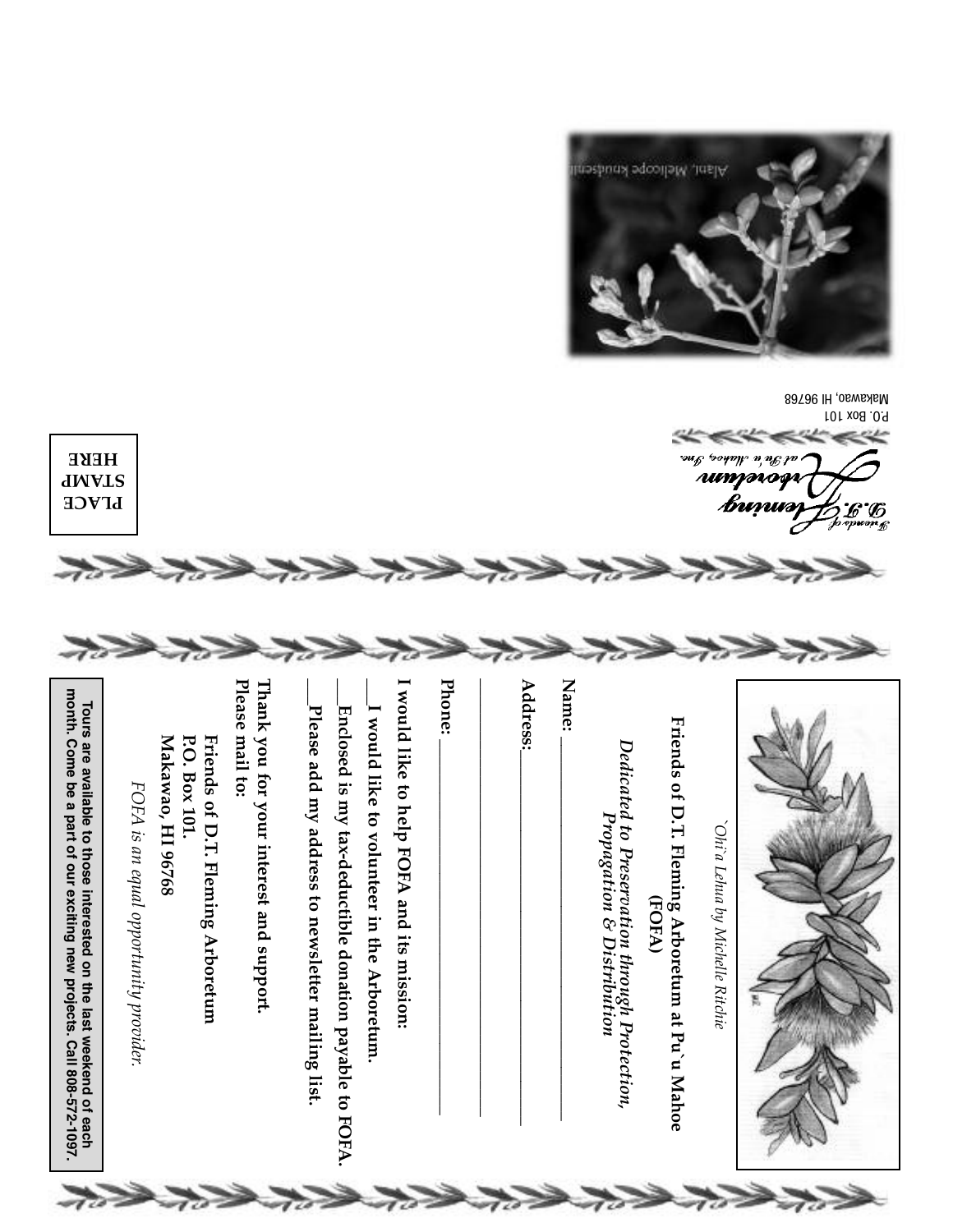Alani, Melicope knudsenii

Friends of D.T. Fleming Arboretum at Pu`u Mahoe, Inc.

P.O. Box 101
Makawao, HI 96768

PLACE STAMP HERE

`Ohi`a Lehua by Michelle Ritchie

**Friends of D.T. Fleming Arboretum at Pu`u Mahoe (FOFA)**

*Dedicated to Preservation through Protection, Propagation & Distribution*

**Name:** ____________________

**Address:** ____________________

____________________

**Phone:** ____________________

**I would like to help FOFA and its mission:**

___I would like to volunteer in the Arboretum.

___Enclosed is my tax-deductible donation payable to FOFA.

___Please add my address to newsletter mailing list.

**Thank you for your interest and support.**

**Please mail to:**

**Friends of D.T. Fleming Arboretum**
**P.O. Box 101.**
**Makawao, HI 96768**

*FOFA is an equal opportunity provider.*

**Tours are available to those interested on the last weekend of each month. Come be a part of our exciting new projects. Call 808-572-1097.**